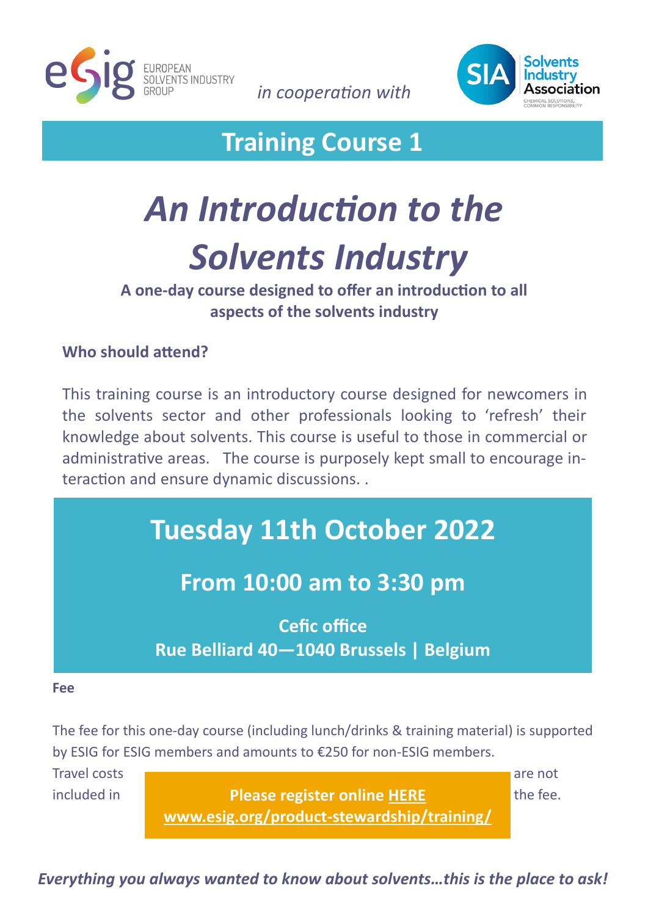EUROPEAN SOLVENTS INDUSTRY GROUP *in cooperation with* Solvents Industry Association

## Training Course 1

# *An Introduction to the Solvents Industry*

**A one-day course designed to offer an introduction to all aspects of the solvents industry**

**Who should attend?**

This training course is an introductory course designed for newcomers in the solvents sector and other professionals looking to 'refresh' their knowledge about solvents. This course is useful to those in commercial or administrative areas. The course is purposely kept small to encourage interaction and ensure dynamic discussions. .

## Tuesday 11th October 2022

### From 10:00 am to 3:30 pm

**Cefic office**
**Rue Belliard 40—1040 Brussels | Belgium**

**Fee**

The fee for this one-day course (including lunch/drinks & training material) is supported by ESIG for ESIG members and amounts to €250 for non-ESIG members.
Travel costs are not included in the fee.

**Please register online HERE**
**www.esig.org/product-stewardship/training/**

***Everything you always wanted to know about solvents…this is the place to ask!***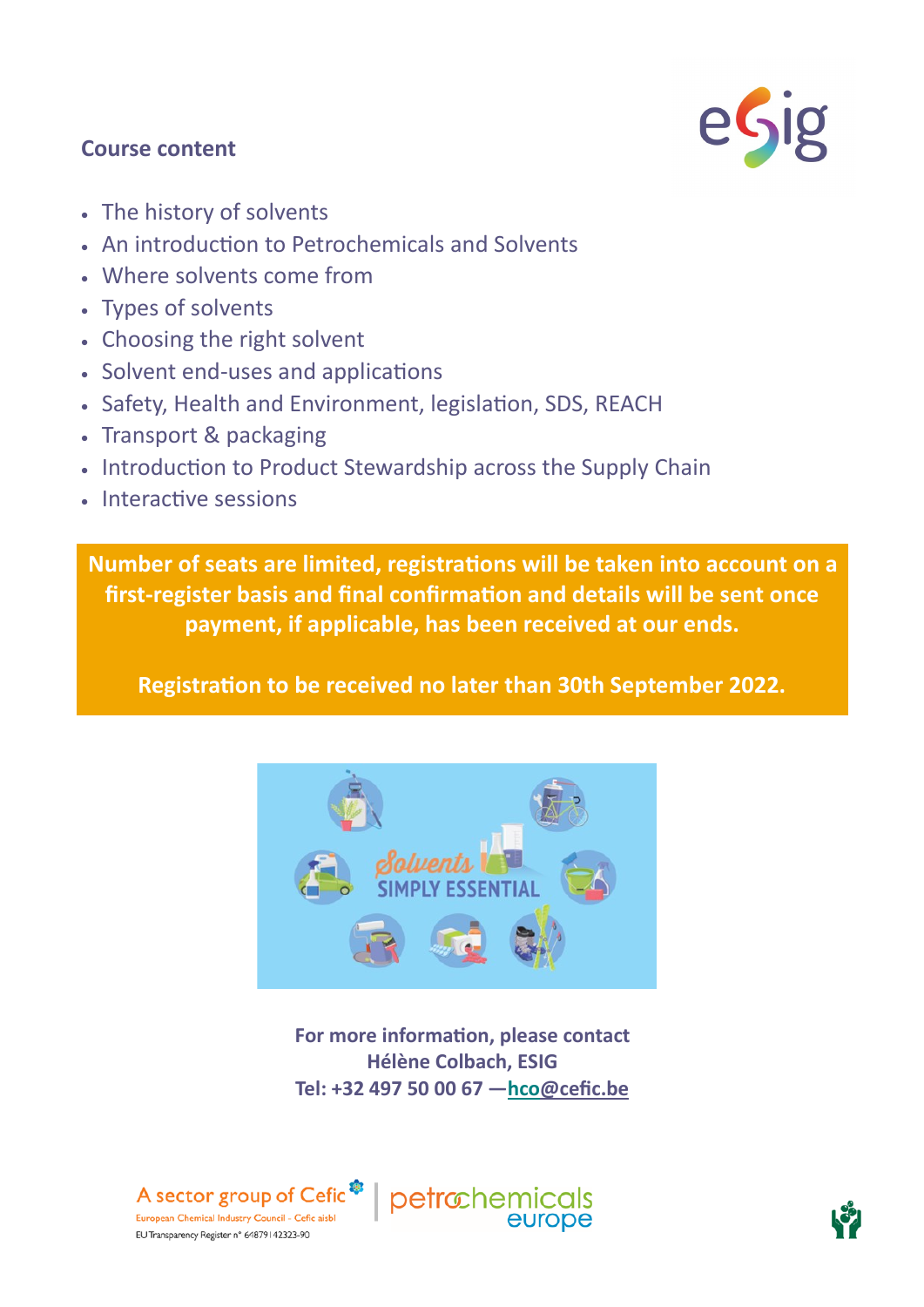## Course content

- The history of solvents
- An introduction to Petrochemicals and Solvents
- Where solvents come from
- Types of solvents
- Choosing the right solvent
- Solvent end-uses and applications
- Safety, Health and Environment, legislation, SDS, REACH
- Transport & packaging
- Introduction to Product Stewardship across the Supply Chain
- Interactive sessions

**Number of seats are limited, registrations will be taken into account on a first-register basis and final confirmation and details will be sent once payment, if applicable, has been received at our ends.**

**Registration to be received no later than 30th September 2022.**

**For more information, please contact**
**Hélène Colbach, ESIG**
**Tel: +32 497 50 00 67 —hco@cefic.be**

A sector group of Cefic
European Chemical Industry Council - Cefic aisbl
EU Transparency Register n° 64879142323-90

petrochemicals europe